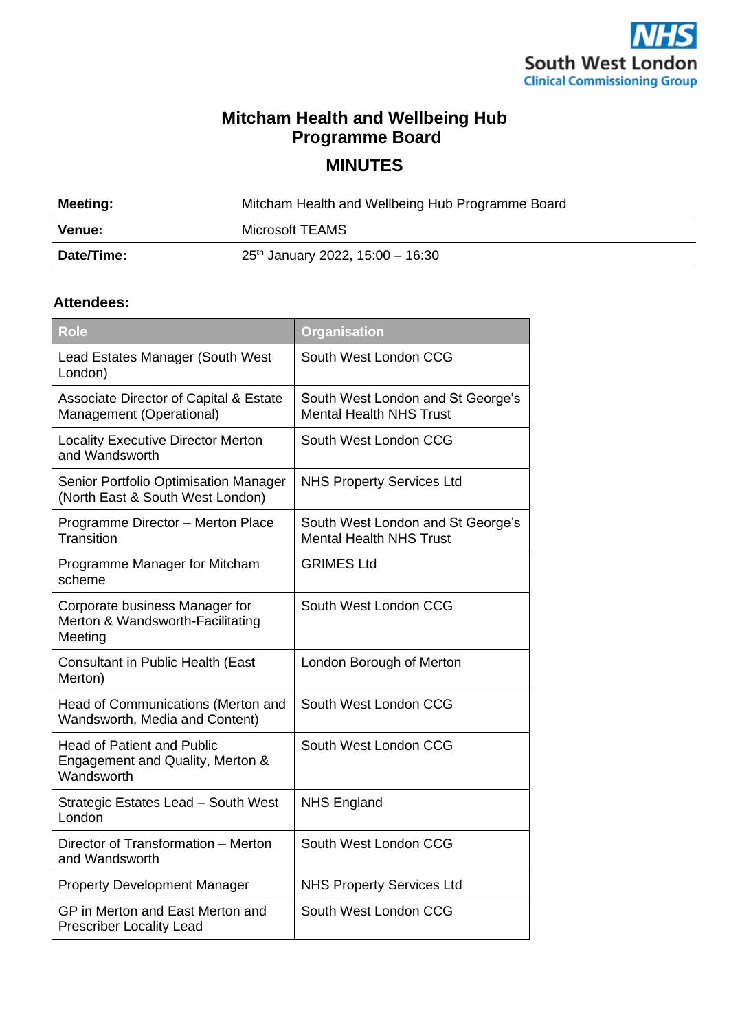NHS South West London Clinical Commissioning Group

# Mitcham Health and Wellbeing Hub Programme Board

## MINUTES

| | |
|---|---|
| **Meeting:** | Mitcham Health and Wellbeing Hub Programme Board |
| **Venue:** | Microsoft TEAMS |
| **Date/Time:** | 25th January 2022, 15:00 – 16:30 |

**Attendees:**

| Role | Organisation |
|---|---|
| Lead Estates Manager (South West London) | South West London CCG |
| Associate Director of Capital & Estate Management (Operational) | South West London and St George's Mental Health NHS Trust |
| Locality Executive Director Merton and Wandsworth | South West London CCG |
| Senior Portfolio Optimisation Manager (North East & South West London) | NHS Property Services Ltd |
| Programme Director – Merton Place Transition | South West London and St George's Mental Health NHS Trust |
| Programme Manager for Mitcham scheme | GRIMES Ltd |
| Corporate business Manager for Merton & Wandsworth-Facilitating Meeting | South West London CCG |
| Consultant in Public Health (East Merton) | London Borough of Merton |
| Head of Communications (Merton and Wandsworth, Media and Content) | South West London CCG |
| Head of Patient and Public Engagement and Quality, Merton & Wandsworth | South West London CCG |
| Strategic Estates Lead – South West London | NHS England |
| Director of Transformation – Merton and Wandsworth | South West London CCG |
| Property Development Manager | NHS Property Services Ltd |
| GP in Merton and East Merton and Prescriber Locality Lead | South West London CCG |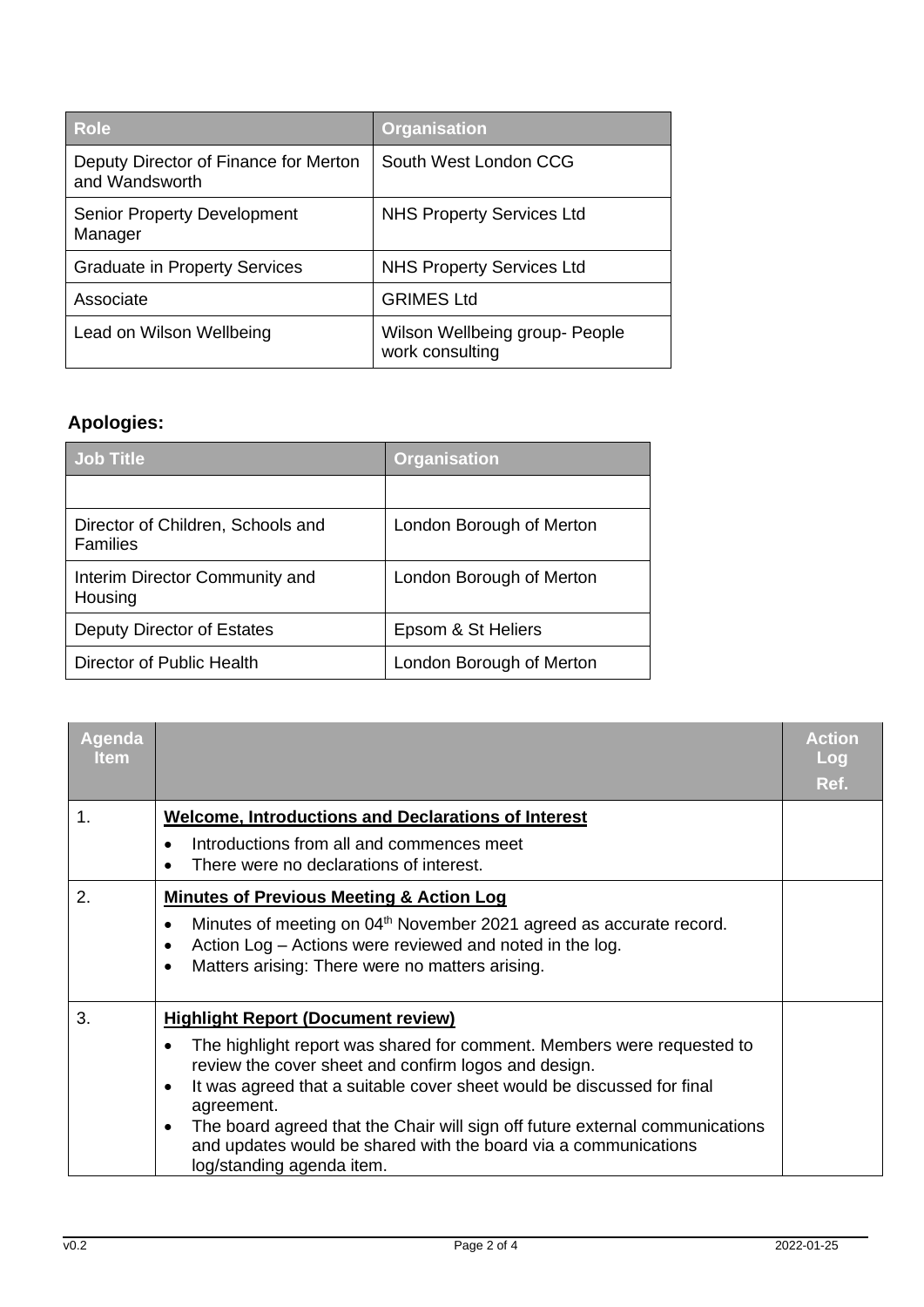| Role | Organisation |
| --- | --- |
| Deputy Director of Finance for Merton and Wandsworth | South West London CCG |
| Senior Property Development Manager | NHS Property Services Ltd |
| Graduate in Property Services | NHS Property Services Ltd |
| Associate | GRIMES Ltd |
| Lead on Wilson Wellbeing | Wilson Wellbeing group- People work consulting |

**Apologies:**

| Job Title | Organisation |
| --- | --- |
| | |
| Director of Children, Schools and Families | London Borough of Merton |
| Interim Director Community and Housing | London Borough of Merton |
| Deputy Director of Estates | Epsom & St Heliers |
| Director of Public Health | London Borough of Merton |

| Agenda Item | | Action Log Ref. |
| --- | --- | --- |
| 1. | **Welcome, Introductions and Declarations of Interest**<br>• Introductions from all and commences meet<br>• There were no declarations of interest. | |
| 2. | **Minutes of Previous Meeting & Action Log**<br>• Minutes of meeting on 04th November 2021 agreed as accurate record.<br>• Action Log – Actions were reviewed and noted in the log.<br>• Matters arising: There were no matters arising. | |
| 3. | **Highlight Report (Document review)**<br>• The highlight report was shared for comment. Members were requested to review the cover sheet and confirm logos and design.<br>• It was agreed that a suitable cover sheet would be discussed for final agreement.<br>• The board agreed that the Chair will sign off future external communications and updates would be shared with the board via a communications log/standing agenda item. | |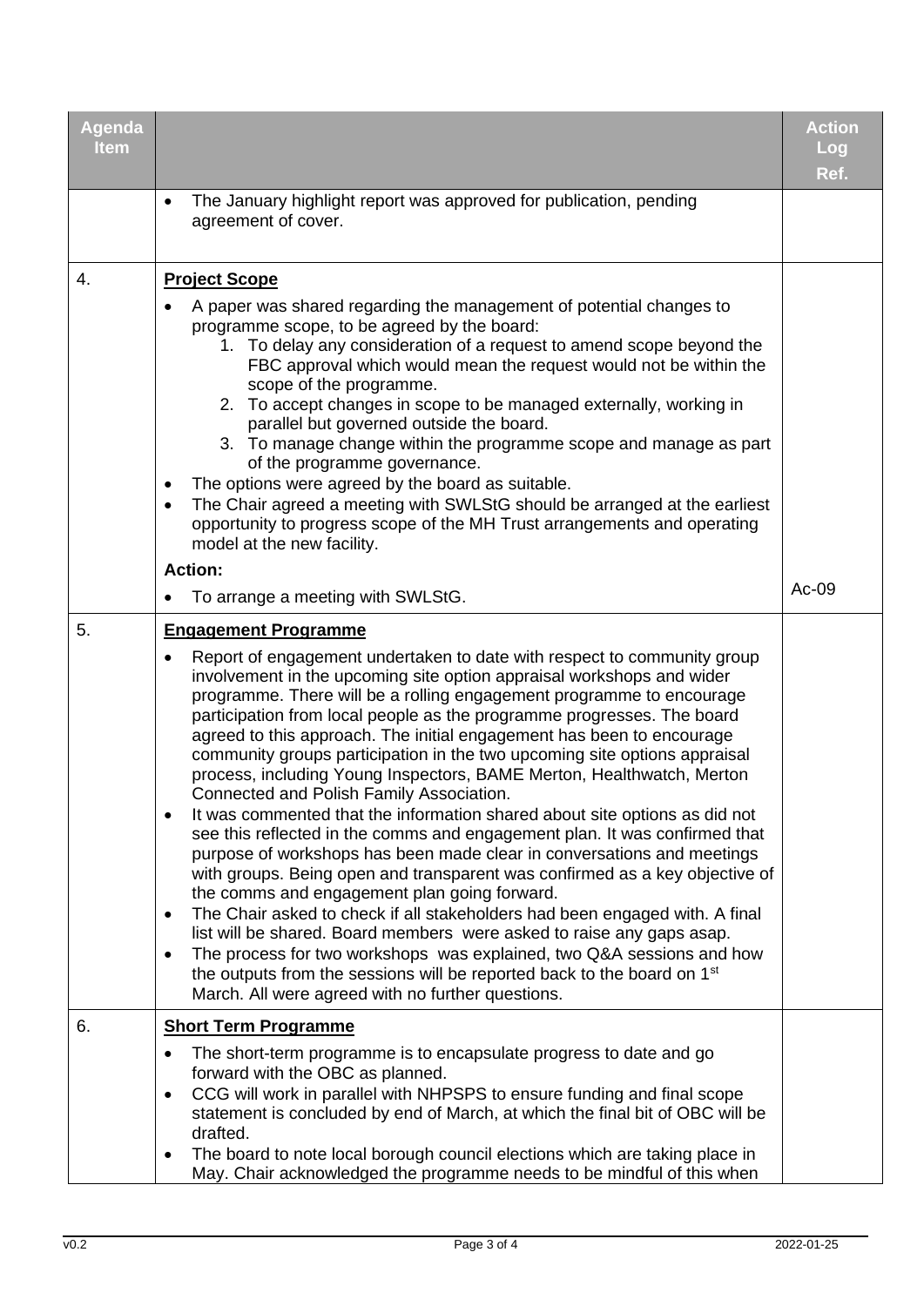| Agenda Item | | Action Log Ref. |
|---|---|---|
| | • The January highlight report was approved for publication, pending agreement of cover. | |
| 4. | **Project Scope**<br>• A paper was shared regarding the management of potential changes to programme scope, to be agreed by the board:<br>1. To delay any consideration of a request to amend scope beyond the FBC approval which would mean the request would not be within the scope of the programme.<br>2. To accept changes in scope to be managed externally, working in parallel but governed outside the board.<br>3. To manage change within the programme scope and manage as part of the programme governance.<br>• The options were agreed by the board as suitable.<br>• The Chair agreed a meeting with SWLStG should be arranged at the earliest opportunity to progress scope of the MH Trust arrangements and operating model at the new facility.<br>**Action:**<br>• To arrange a meeting with SWLStG. | Ac-09 |
| 5. | **Engagement Programme**<br>• Report of engagement undertaken to date with respect to community group involvement in the upcoming site option appraisal workshops and wider programme. There will be a rolling engagement programme to encourage participation from local people as the programme progresses. The board agreed to this approach. The initial engagement has been to encourage community groups participation in the two upcoming site options appraisal process, including Young Inspectors, BAME Merton, Healthwatch, Merton Connected and Polish Family Association.<br>• It was commented that the information shared about site options as did not see this reflected in the comms and engagement plan. It was confirmed that purpose of workshops has been made clear in conversations and meetings with groups. Being open and transparent was confirmed as a key objective of the comms and engagement plan going forward.<br>• The Chair asked to check if all stakeholders had been engaged with. A final list will be shared. Board members were asked to raise any gaps asap.<br>• The process for two workshops was explained, two Q&A sessions and how the outputs from the sessions will be reported back to the board on 1st March. All were agreed with no further questions. | |
| 6. | **Short Term Programme**<br>• The short-term programme is to encapsulate progress to date and go forward with the OBC as planned.<br>• CCG will work in parallel with NHPSPS to ensure funding and final scope statement is concluded by end of March, at which the final bit of OBC will be drafted.<br>• The board to note local borough council elections which are taking place in May. Chair acknowledged the programme needs to be mindful of this when | |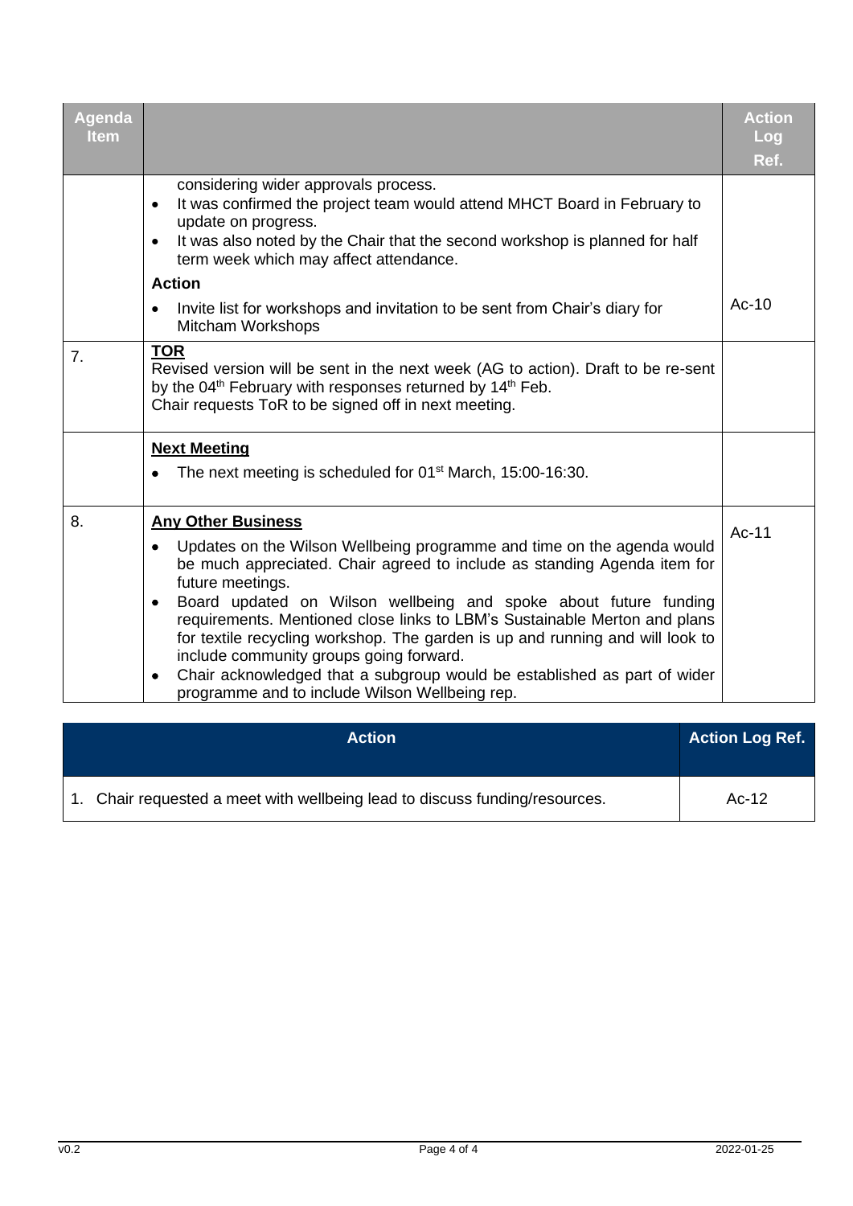| Agenda Item | | Action Log Ref. |
|---|---|---|
| | considering wider approvals process.<br>• It was confirmed the project team would attend MHCT Board in February to update on progress.<br>• It was also noted by the Chair that the second workshop is planned for half term week which may affect attendance.<br>**Action**<br>• Invite list for workshops and invitation to be sent from Chair's diary for Mitcham Workshops | Ac-10 |
| 7. | **<u>TOR</u>**<br>Revised version will be sent in the next week (AG to action). Draft to be re-sent by the 04th February with responses returned by 14th Feb.<br>Chair requests ToR to be signed off in next meeting. | |
| | **<u>Next Meeting</u>**<br>• The next meeting is scheduled for 01st March, 15:00-16:30. | |
| 8. | **<u>Any Other Business</u>**<br>• Updates on the Wilson Wellbeing programme and time on the agenda would be much appreciated. Chair agreed to include as standing Agenda item for future meetings.<br>• Board updated on Wilson wellbeing and spoke about future funding requirements. Mentioned close links to LBM's Sustainable Merton and plans for textile recycling workshop. The garden is up and running and will look to include community groups going forward.<br>• Chair acknowledged that a subgroup would be established as part of wider programme and to include Wilson Wellbeing rep. | Ac-11 |

| Action | Action Log Ref. |
|---|---|
| 1. Chair requested a meet with wellbeing lead to discuss funding/resources. | Ac-12 |

v0.2 2022-01-25